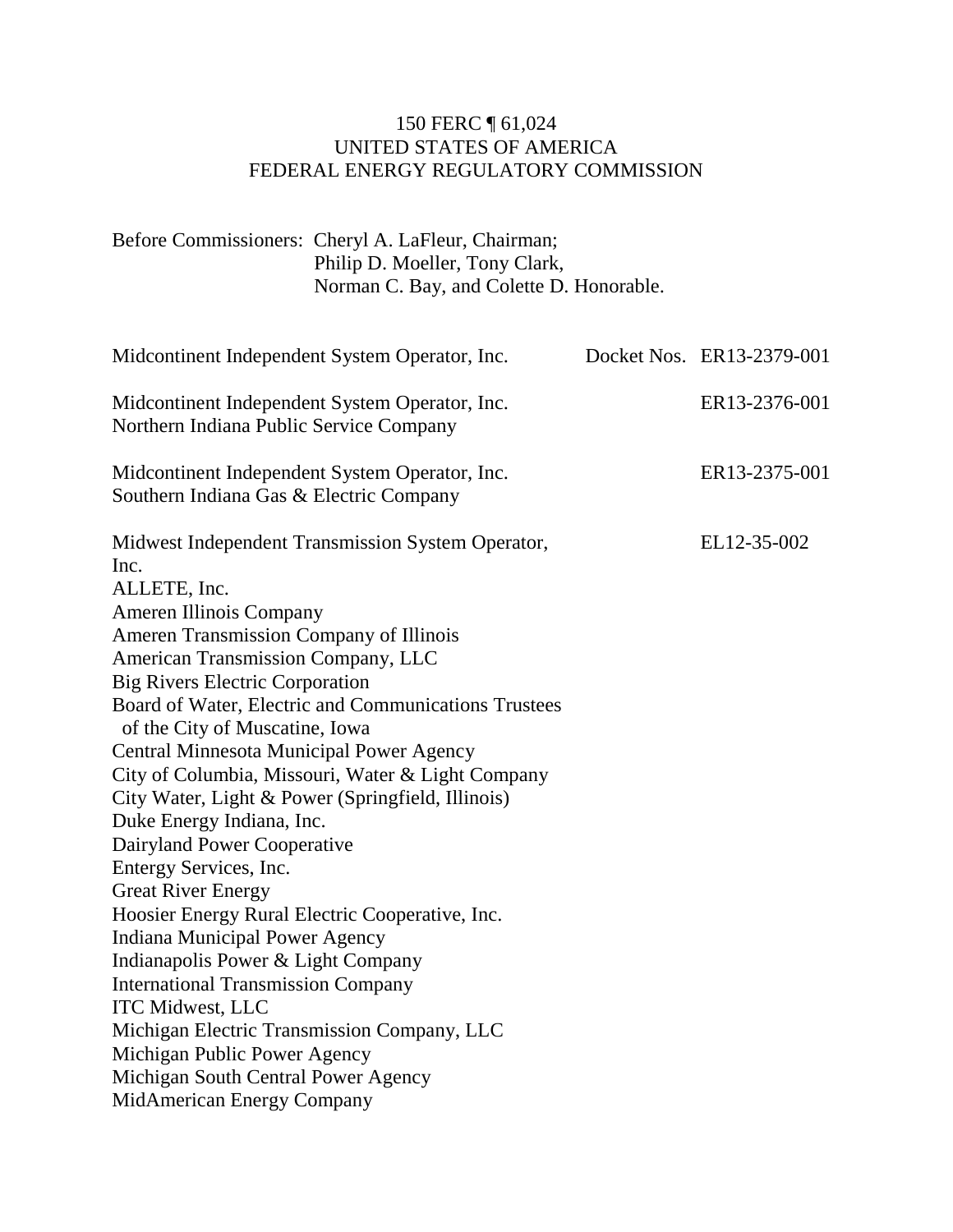150 FERC ¶ 61,024
UNITED STATES OF AMERICA
FEDERAL ENERGY REGULATORY COMMISSION

Before Commissioners: Cheryl A. LaFleur, Chairman;
Philip D. Moeller, Tony Clark,
Norman C. Bay, and Colette D. Honorable.

| | |
|---|---|
| Midcontinent Independent System Operator, Inc. | Docket Nos. ER13-2379-001 |
| Midcontinent Independent System Operator, Inc.<br>Northern Indiana Public Service Company | ER13-2376-001 |
| Midcontinent Independent System Operator, Inc.<br>Southern Indiana Gas & Electric Company | ER13-2375-001 |
| Midwest Independent Transmission System Operator, Inc.<br>ALLETE, Inc.<br>Ameren Illinois Company<br>Ameren Transmission Company of Illinois<br>American Transmission Company, LLC<br>Big Rivers Electric Corporation<br>Board of Water, Electric and Communications Trustees of the City of Muscatine, Iowa<br>Central Minnesota Municipal Power Agency<br>City of Columbia, Missouri, Water & Light Company<br>City Water, Light & Power (Springfield, Illinois)<br>Duke Energy Indiana, Inc.<br>Dairyland Power Cooperative<br>Entergy Services, Inc.<br>Great River Energy<br>Hoosier Energy Rural Electric Cooperative, Inc.<br>Indiana Municipal Power Agency<br>Indianapolis Power & Light Company<br>International Transmission Company<br>ITC Midwest, LLC<br>Michigan Electric Transmission Company, LLC<br>Michigan Public Power Agency<br>Michigan South Central Power Agency<br>MidAmerican Energy Company | EL12-35-002 |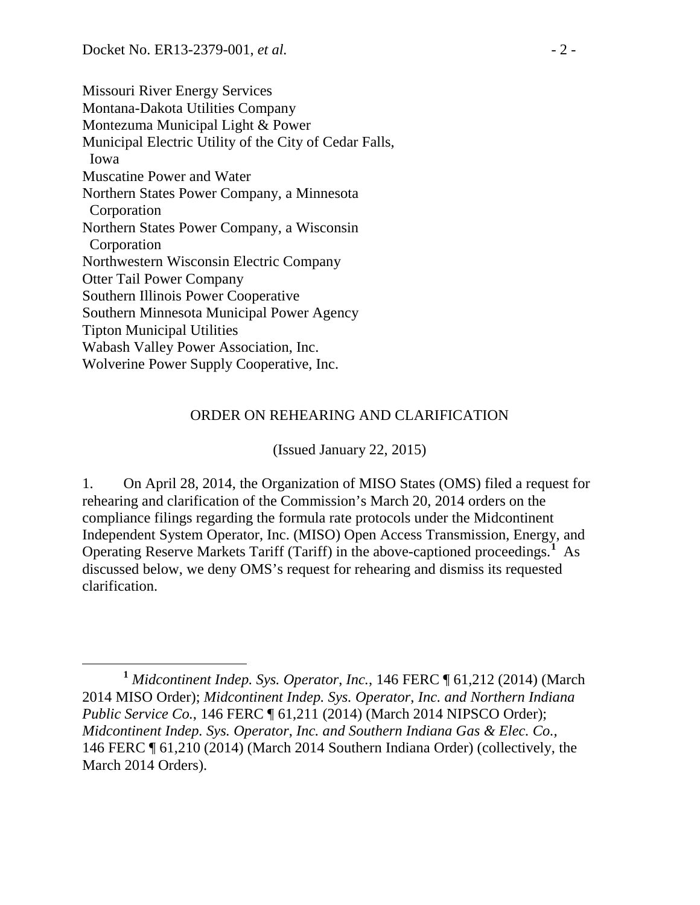Missouri River Energy Services
Montana-Dakota Utilities Company
Montezuma Municipal Light & Power
Municipal Electric Utility of the City of Cedar Falls, Iowa
Muscatine Power and Water
Northern States Power Company, a Minnesota Corporation
Northern States Power Company, a Wisconsin Corporation
Northwestern Wisconsin Electric Company
Otter Tail Power Company
Southern Illinois Power Cooperative
Southern Minnesota Municipal Power Agency
Tipton Municipal Utilities
Wabash Valley Power Association, Inc.
Wolverine Power Supply Cooperative, Inc.

ORDER ON REHEARING AND CLARIFICATION

(Issued January 22, 2015)

1. On April 28, 2014, the Organization of MISO States (OMS) filed a request for rehearing and clarification of the Commission's March 20, 2014 orders on the compliance filings regarding the formula rate protocols under the Midcontinent Independent System Operator, Inc. (MISO) Open Access Transmission, Energy, and Operating Reserve Markets Tariff (Tariff) in the above-captioned proceedings.[1] As discussed below, we deny OMS's request for rehearing and dismiss its requested clarification.

[1] *Midcontinent Indep. Sys. Operator, Inc.*, 146 FERC ¶ 61,212 (2014) (March 2014 MISO Order); *Midcontinent Indep. Sys. Operator, Inc. and Northern Indiana Public Service Co.*, 146 FERC ¶ 61,211 (2014) (March 2014 NIPSCO Order); *Midcontinent Indep. Sys. Operator, Inc. and Southern Indiana Gas & Elec. Co.*, 146 FERC ¶ 61,210 (2014) (March 2014 Southern Indiana Order) (collectively, the March 2014 Orders).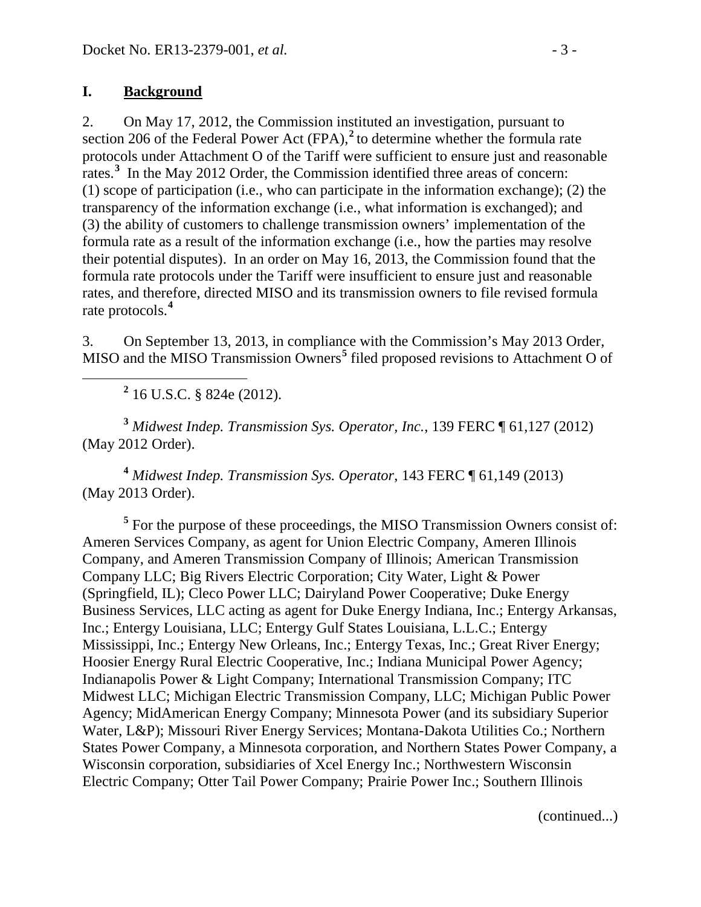## I. **Background**

2. On May 17, 2012, the Commission instituted an investigation, pursuant to section 206 of the Federal Power Act (FPA),[2] to determine whether the formula rate protocols under Attachment O of the Tariff were sufficient to ensure just and reasonable rates.[3] In the May 2012 Order, the Commission identified three areas of concern: (1) scope of participation (i.e., who can participate in the information exchange); (2) the transparency of the information exchange (i.e., what information is exchanged); and (3) the ability of customers to challenge transmission owners' implementation of the formula rate as a result of the information exchange (i.e., how the parties may resolve their potential disputes). In an order on May 16, 2013, the Commission found that the formula rate protocols under the Tariff were insufficient to ensure just and reasonable rates, and therefore, directed MISO and its transmission owners to file revised formula rate protocols.[4]

3. On September 13, 2013, in compliance with the Commission's May 2013 Order, MISO and the MISO Transmission Owners[5] filed proposed revisions to Attachment O of

---

[2] 16 U.S.C. § 824e (2012).

[3] *Midwest Indep. Transmission Sys. Operator, Inc.*, 139 FERC ¶ 61,127 (2012) (May 2012 Order).

[4] *Midwest Indep. Transmission Sys. Operator*, 143 FERC ¶ 61,149 (2013) (May 2013 Order).

[5] For the purpose of these proceedings, the MISO Transmission Owners consist of: Ameren Services Company, as agent for Union Electric Company, Ameren Illinois Company, and Ameren Transmission Company of Illinois; American Transmission Company LLC; Big Rivers Electric Corporation; City Water, Light & Power (Springfield, IL); Cleco Power LLC; Dairyland Power Cooperative; Duke Energy Business Services, LLC acting as agent for Duke Energy Indiana, Inc.; Entergy Arkansas, Inc.; Entergy Louisiana, LLC; Entergy Gulf States Louisiana, L.L.C.; Entergy Mississippi, Inc.; Entergy New Orleans, Inc.; Entergy Texas, Inc.; Great River Energy; Hoosier Energy Rural Electric Cooperative, Inc.; Indiana Municipal Power Agency; Indianapolis Power & Light Company; International Transmission Company; ITC Midwest LLC; Michigan Electric Transmission Company, LLC; Michigan Public Power Agency; MidAmerican Energy Company; Minnesota Power (and its subsidiary Superior Water, L&P); Missouri River Energy Services; Montana-Dakota Utilities Co.; Northern States Power Company, a Minnesota corporation, and Northern States Power Company, a Wisconsin corporation, subsidiaries of Xcel Energy Inc.; Northwestern Wisconsin Electric Company; Otter Tail Power Company; Prairie Power Inc.; Southern Illinois

(continued...)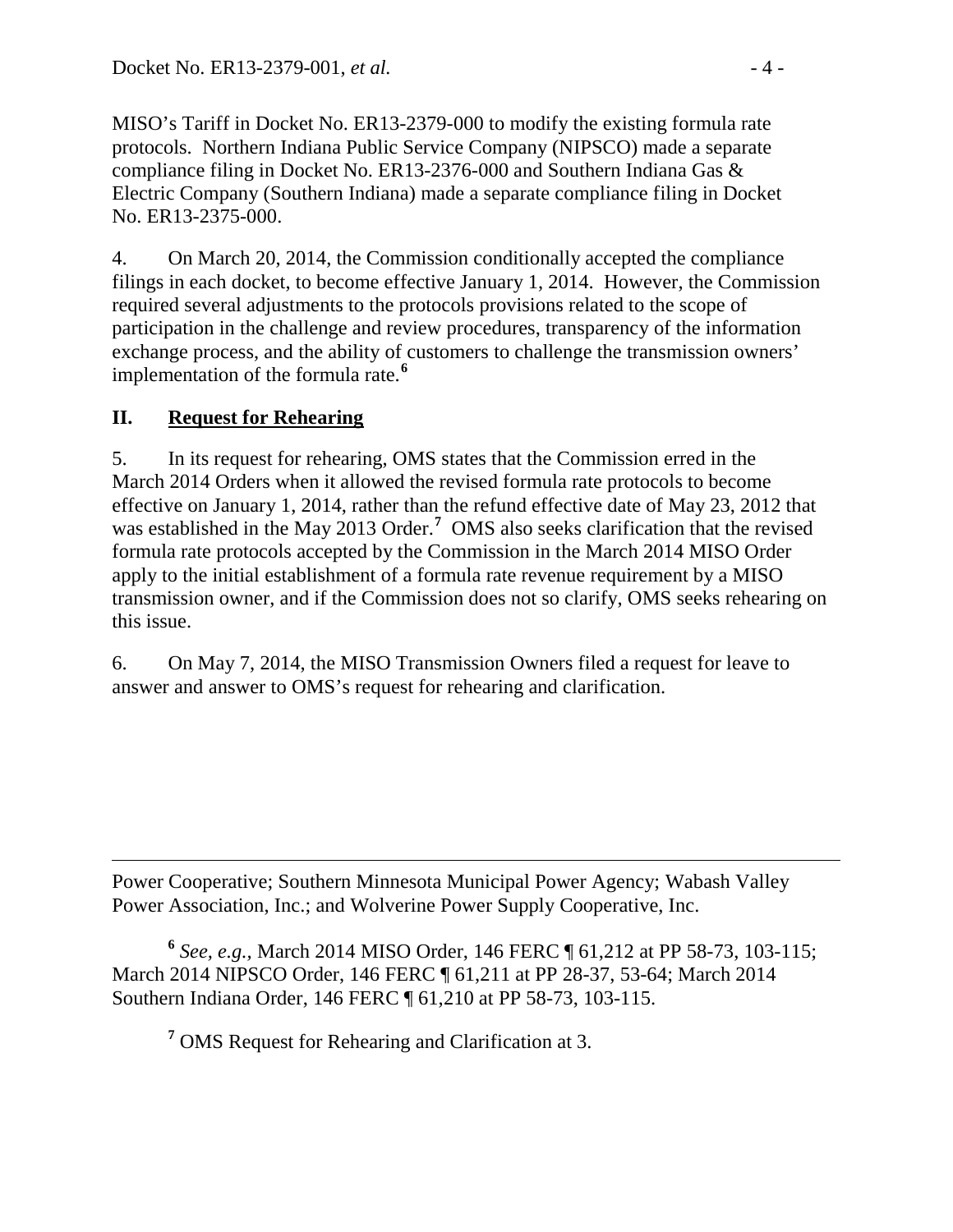MISO's Tariff in Docket No. ER13-2379-000 to modify the existing formula rate protocols. Northern Indiana Public Service Company (NIPSCO) made a separate compliance filing in Docket No. ER13-2376-000 and Southern Indiana Gas & Electric Company (Southern Indiana) made a separate compliance filing in Docket No. ER13-2375-000.

4. On March 20, 2014, the Commission conditionally accepted the compliance filings in each docket, to become effective January 1, 2014. However, the Commission required several adjustments to the protocols provisions related to the scope of participation in the challenge and review procedures, transparency of the information exchange process, and the ability of customers to challenge the transmission owners' implementation of the formula rate.[6]

## II. Request for Rehearing

5. In its request for rehearing, OMS states that the Commission erred in the March 2014 Orders when it allowed the revised formula rate protocols to become effective on January 1, 2014, rather than the refund effective date of May 23, 2012 that was established in the May 2013 Order.[7] OMS also seeks clarification that the revised formula rate protocols accepted by the Commission in the March 2014 MISO Order apply to the initial establishment of a formula rate revenue requirement by a MISO transmission owner, and if the Commission does not so clarify, OMS seeks rehearing on this issue.

6. On May 7, 2014, the MISO Transmission Owners filed a request for leave to answer and answer to OMS's request for rehearing and clarification.

---

Power Cooperative; Southern Minnesota Municipal Power Agency; Wabash Valley Power Association, Inc.; and Wolverine Power Supply Cooperative, Inc.

[6] *See, e.g.,* March 2014 MISO Order, 146 FERC ¶ 61,212 at PP 58-73, 103-115; March 2014 NIPSCO Order, 146 FERC ¶ 61,211 at PP 28-37, 53-64; March 2014 Southern Indiana Order, 146 FERC ¶ 61,210 at PP 58-73, 103-115.

[7] OMS Request for Rehearing and Clarification at 3.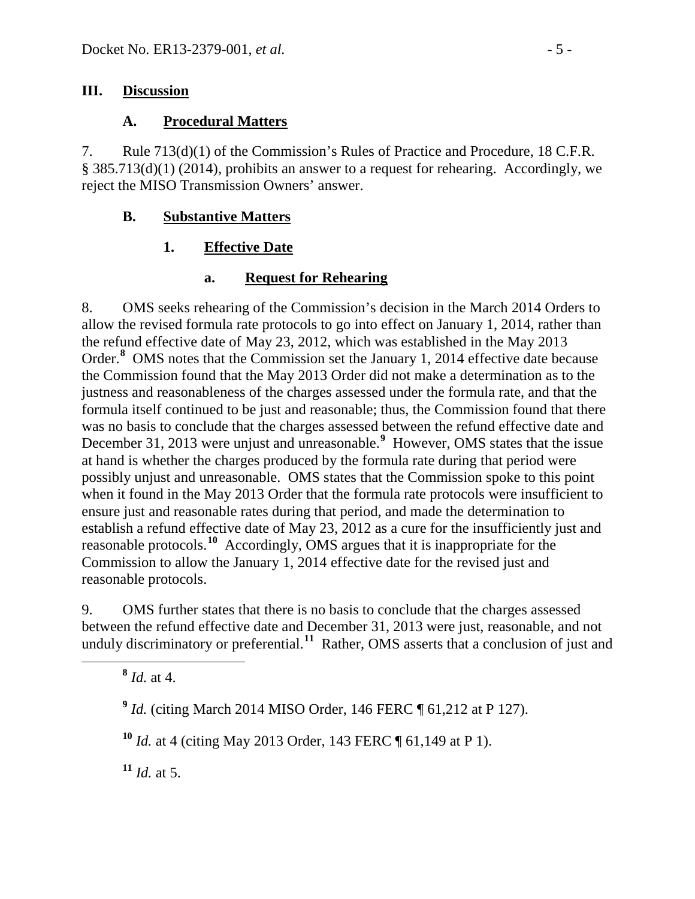## III. Discussion

### A. Procedural Matters

7. Rule 713(d)(1) of the Commission's Rules of Practice and Procedure, 18 C.F.R. § 385.713(d)(1) (2014), prohibits an answer to a request for rehearing. Accordingly, we reject the MISO Transmission Owners' answer.

### B. Substantive Matters

#### 1. Effective Date

##### a. Request for Rehearing

8. OMS seeks rehearing of the Commission's decision in the March 2014 Orders to allow the revised formula rate protocols to go into effect on January 1, 2014, rather than the refund effective date of May 23, 2012, which was established in the May 2013 Order.[8] OMS notes that the Commission set the January 1, 2014 effective date because the Commission found that the May 2013 Order did not make a determination as to the justness and reasonableness of the charges assessed under the formula rate, and that the formula itself continued to be just and reasonable; thus, the Commission found that there was no basis to conclude that the charges assessed between the refund effective date and December 31, 2013 were unjust and unreasonable.[9] However, OMS states that the issue at hand is whether the charges produced by the formula rate during that period were possibly unjust and unreasonable. OMS states that the Commission spoke to this point when it found in the May 2013 Order that the formula rate protocols were insufficient to ensure just and reasonable rates during that period, and made the determination to establish a refund effective date of May 23, 2012 as a cure for the insufficiently just and reasonable protocols.[10] Accordingly, OMS argues that it is inappropriate for the Commission to allow the January 1, 2014 effective date for the revised just and reasonable protocols.

9. OMS further states that there is no basis to conclude that the charges assessed between the refund effective date and December 31, 2013 were just, reasonable, and not unduly discriminatory or preferential.[11] Rather, OMS asserts that a conclusion of just and

---

[8] *Id.* at 4.

[9] *Id.* (citing March 2014 MISO Order, 146 FERC ¶ 61,212 at P 127).

[10] *Id.* at 4 (citing May 2013 Order, 143 FERC ¶ 61,149 at P 1).

[11] *Id.* at 5.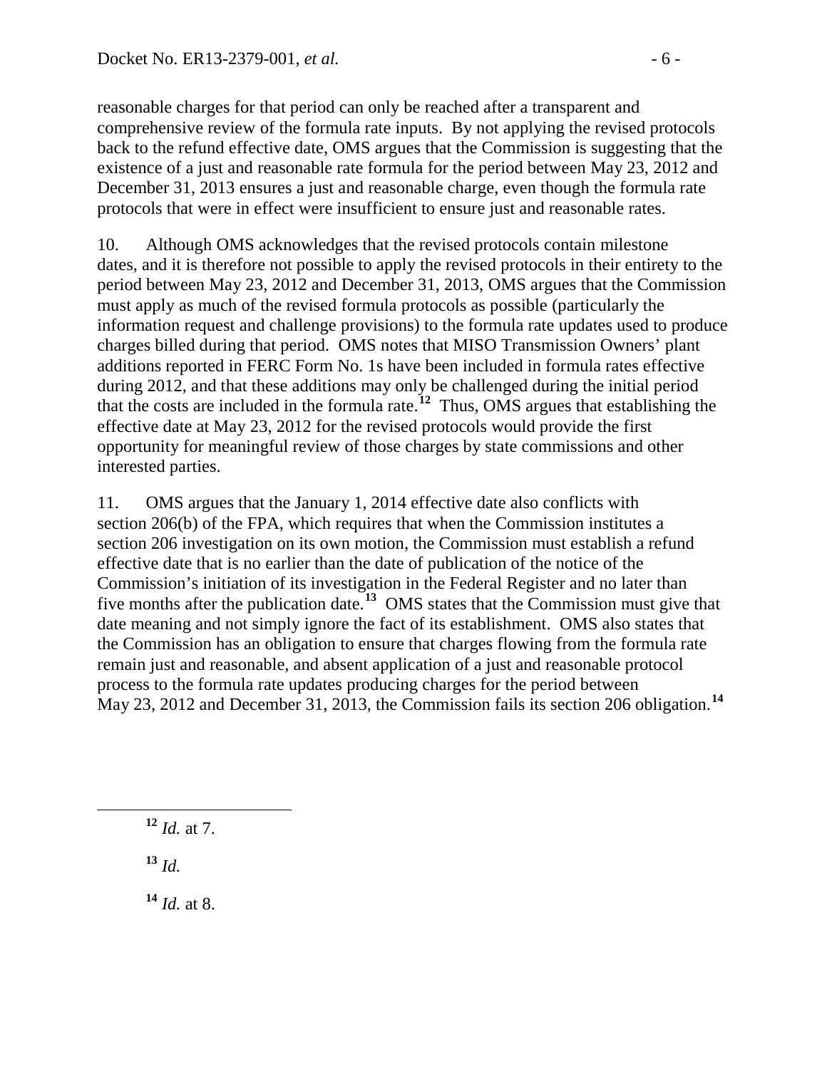reasonable charges for that period can only be reached after a transparent and comprehensive review of the formula rate inputs. By not applying the revised protocols back to the refund effective date, OMS argues that the Commission is suggesting that the existence of a just and reasonable rate formula for the period between May 23, 2012 and December 31, 2013 ensures a just and reasonable charge, even though the formula rate protocols that were in effect were insufficient to ensure just and reasonable rates.

10. Although OMS acknowledges that the revised protocols contain milestone dates, and it is therefore not possible to apply the revised protocols in their entirety to the period between May 23, 2012 and December 31, 2013, OMS argues that the Commission must apply as much of the revised formula protocols as possible (particularly the information request and challenge provisions) to the formula rate updates used to produce charges billed during that period. OMS notes that MISO Transmission Owners' plant additions reported in FERC Form No. 1s have been included in formula rates effective during 2012, and that these additions may only be challenged during the initial period that the costs are included in the formula rate.[12] Thus, OMS argues that establishing the effective date at May 23, 2012 for the revised protocols would provide the first opportunity for meaningful review of those charges by state commissions and other interested parties.

11. OMS argues that the January 1, 2014 effective date also conflicts with section 206(b) of the FPA, which requires that when the Commission institutes a section 206 investigation on its own motion, the Commission must establish a refund effective date that is no earlier than the date of publication of the notice of the Commission's initiation of its investigation in the Federal Register and no later than five months after the publication date.[13] OMS states that the Commission must give that date meaning and not simply ignore the fact of its establishment. OMS also states that the Commission has an obligation to ensure that charges flowing from the formula rate remain just and reasonable, and absent application of a just and reasonable protocol process to the formula rate updates producing charges for the period between May 23, 2012 and December 31, 2013, the Commission fails its section 206 obligation.[14]

[12] *Id.* at 7.

[13] *Id.*

[14] *Id.* at 8.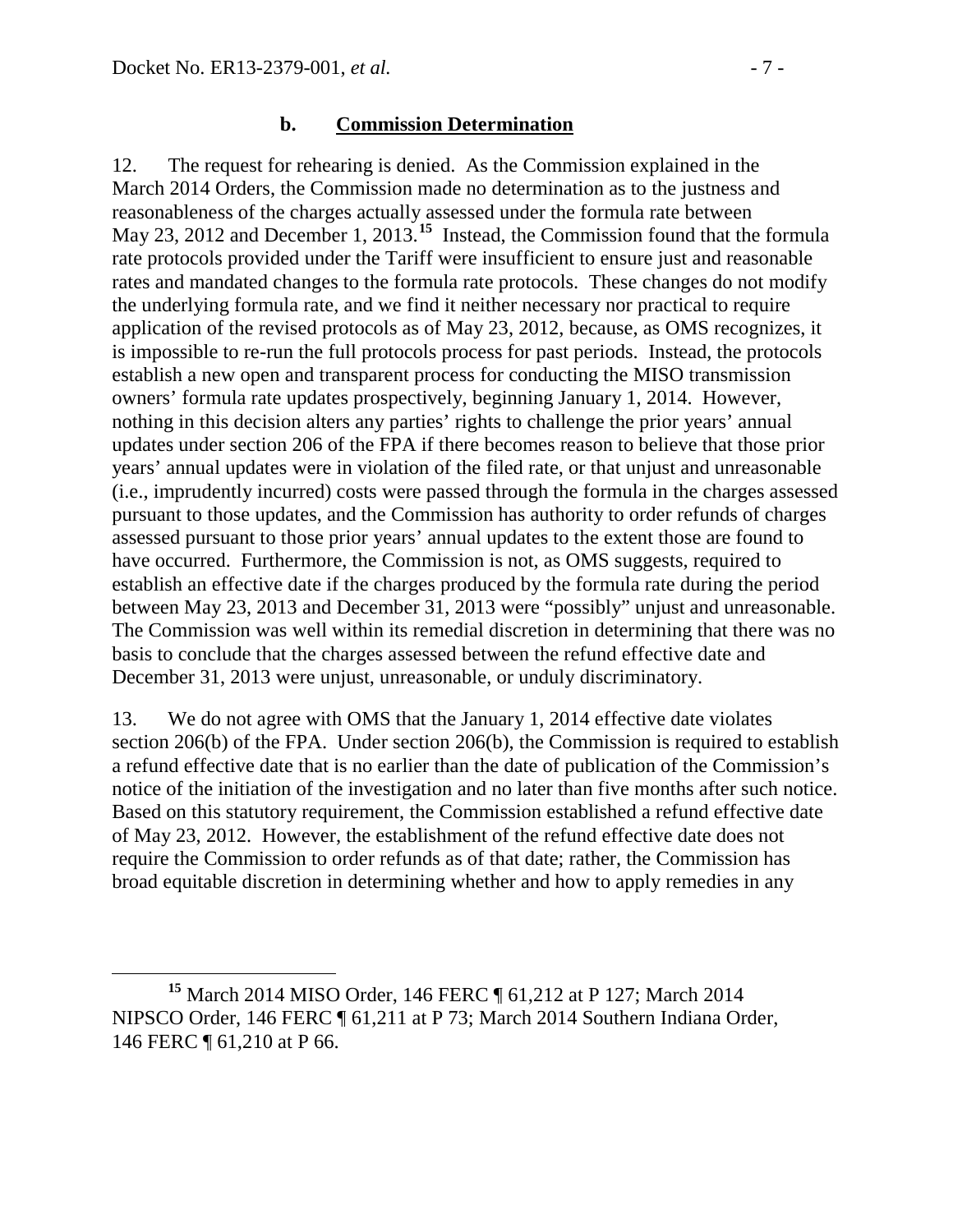### b. **Commission Determination**

12. The request for rehearing is denied. As the Commission explained in the March 2014 Orders, the Commission made no determination as to the justness and reasonableness of the charges actually assessed under the formula rate between May 23, 2012 and December 1, 2013.[15] Instead, the Commission found that the formula rate protocols provided under the Tariff were insufficient to ensure just and reasonable rates and mandated changes to the formula rate protocols. These changes do not modify the underlying formula rate, and we find it neither necessary nor practical to require application of the revised protocols as of May 23, 2012, because, as OMS recognizes, it is impossible to re-run the full protocols process for past periods. Instead, the protocols establish a new open and transparent process for conducting the MISO transmission owners' formula rate updates prospectively, beginning January 1, 2014. However, nothing in this decision alters any parties' rights to challenge the prior years' annual updates under section 206 of the FPA if there becomes reason to believe that those prior years' annual updates were in violation of the filed rate, or that unjust and unreasonable (i.e., imprudently incurred) costs were passed through the formula in the charges assessed pursuant to those updates, and the Commission has authority to order refunds of charges assessed pursuant to those prior years' annual updates to the extent those are found to have occurred. Furthermore, the Commission is not, as OMS suggests, required to establish an effective date if the charges produced by the formula rate during the period between May 23, 2013 and December 31, 2013 were "possibly" unjust and unreasonable. The Commission was well within its remedial discretion in determining that there was no basis to conclude that the charges assessed between the refund effective date and December 31, 2013 were unjust, unreasonable, or unduly discriminatory.

13. We do not agree with OMS that the January 1, 2014 effective date violates section 206(b) of the FPA. Under section 206(b), the Commission is required to establish a refund effective date that is no earlier than the date of publication of the Commission's notice of the initiation of the investigation and no later than five months after such notice. Based on this statutory requirement, the Commission established a refund effective date of May 23, 2012. However, the establishment of the refund effective date does not require the Commission to order refunds as of that date; rather, the Commission has broad equitable discretion in determining whether and how to apply remedies in any

---

[15] March 2014 MISO Order, 146 FERC ¶ 61,212 at P 127; March 2014 NIPSCO Order, 146 FERC ¶ 61,211 at P 73; March 2014 Southern Indiana Order, 146 FERC ¶ 61,210 at P 66.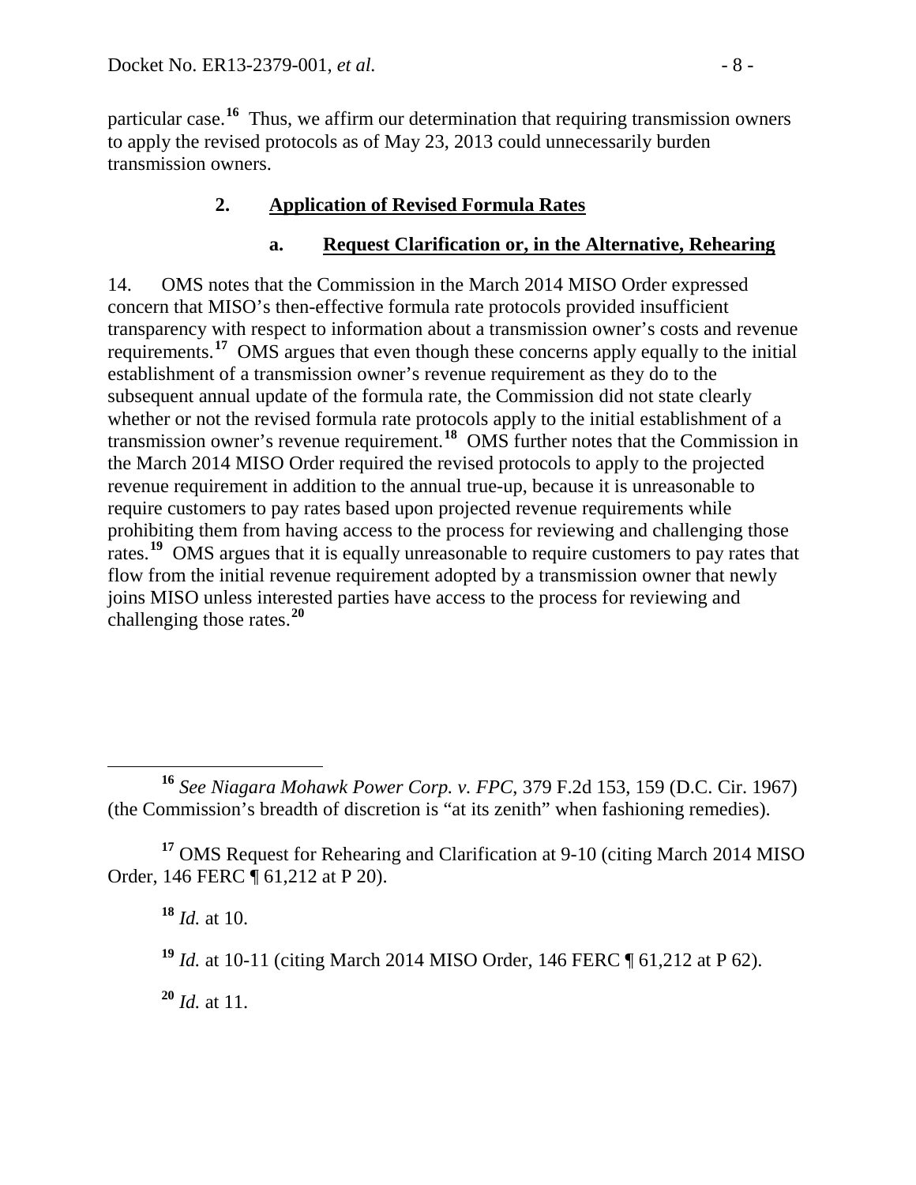particular case.[16] Thus, we affirm our determination that requiring transmission owners to apply the revised protocols as of May 23, 2013 could unnecessarily burden transmission owners.

### 2. Application of Revised Formula Rates

#### a. Request Clarification or, in the Alternative, Rehearing

14. OMS notes that the Commission in the March 2014 MISO Order expressed concern that MISO's then-effective formula rate protocols provided insufficient transparency with respect to information about a transmission owner's costs and revenue requirements.[17] OMS argues that even though these concerns apply equally to the initial establishment of a transmission owner's revenue requirement as they do to the subsequent annual update of the formula rate, the Commission did not state clearly whether or not the revised formula rate protocols apply to the initial establishment of a transmission owner's revenue requirement.[18] OMS further notes that the Commission in the March 2014 MISO Order required the revised protocols to apply to the projected revenue requirement in addition to the annual true-up, because it is unreasonable to require customers to pay rates based upon projected revenue requirements while prohibiting them from having access to the process for reviewing and challenging those rates.[19] OMS argues that it is equally unreasonable to require customers to pay rates that flow from the initial revenue requirement adopted by a transmission owner that newly joins MISO unless interested parties have access to the process for reviewing and challenging those rates.[20]

---

[16] *See Niagara Mohawk Power Corp. v. FPC*, 379 F.2d 153, 159 (D.C. Cir. 1967) (the Commission's breadth of discretion is "at its zenith" when fashioning remedies).

[17] OMS Request for Rehearing and Clarification at 9-10 (citing March 2014 MISO Order, 146 FERC ¶ 61,212 at P 20).

[18] *Id.* at 10.

[19] *Id.* at 10-11 (citing March 2014 MISO Order, 146 FERC ¶ 61,212 at P 62).

[20] *Id.* at 11.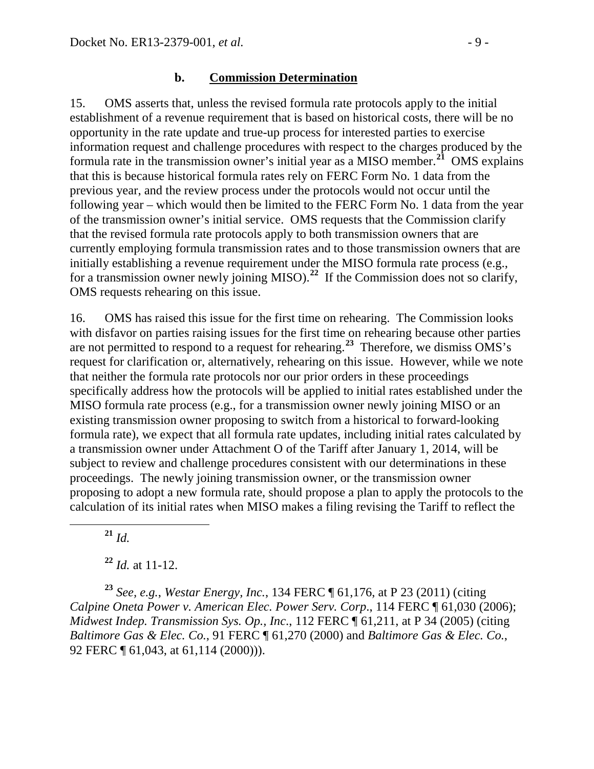### b. **Commission Determination**

15. OMS asserts that, unless the revised formula rate protocols apply to the initial establishment of a revenue requirement that is based on historical costs, there will be no opportunity in the rate update and true-up process for interested parties to exercise information request and challenge procedures with respect to the charges produced by the formula rate in the transmission owner's initial year as a MISO member.[21] OMS explains that this is because historical formula rates rely on FERC Form No. 1 data from the previous year, and the review process under the protocols would not occur until the following year – which would then be limited to the FERC Form No. 1 data from the year of the transmission owner's initial service. OMS requests that the Commission clarify that the revised formula rate protocols apply to both transmission owners that are currently employing formula transmission rates and to those transmission owners that are initially establishing a revenue requirement under the MISO formula rate process (e.g., for a transmission owner newly joining MISO).[22] If the Commission does not so clarify, OMS requests rehearing on this issue.

16. OMS has raised this issue for the first time on rehearing. The Commission looks with disfavor on parties raising issues for the first time on rehearing because other parties are not permitted to respond to a request for rehearing.[23] Therefore, we dismiss OMS's request for clarification or, alternatively, rehearing on this issue. However, while we note that neither the formula rate protocols nor our prior orders in these proceedings specifically address how the protocols will be applied to initial rates established under the MISO formula rate process (e.g., for a transmission owner newly joining MISO or an existing transmission owner proposing to switch from a historical to forward-looking formula rate), we expect that all formula rate updates, including initial rates calculated by a transmission owner under Attachment O of the Tariff after January 1, 2014, will be subject to review and challenge procedures consistent with our determinations in these proceedings. The newly joining transmission owner, or the transmission owner proposing to adopt a new formula rate, should propose a plan to apply the protocols to the calculation of its initial rates when MISO makes a filing revising the Tariff to reflect the

---

[21] *Id.*

[22] *Id.* at 11-12.

[23] *See, e.g., Westar Energy, Inc.*, 134 FERC ¶ 61,176, at P 23 (2011) (citing *Calpine Oneta Power v. American Elec. Power Serv. Corp.*, 114 FERC ¶ 61,030 (2006); *Midwest Indep. Transmission Sys. Op., Inc.*, 112 FERC ¶ 61,211, at P 34 (2005) (citing *Baltimore Gas & Elec. Co.*, 91 FERC ¶ 61,270 (2000) and *Baltimore Gas & Elec. Co.*, 92 FERC ¶ 61,043, at 61,114 (2000))).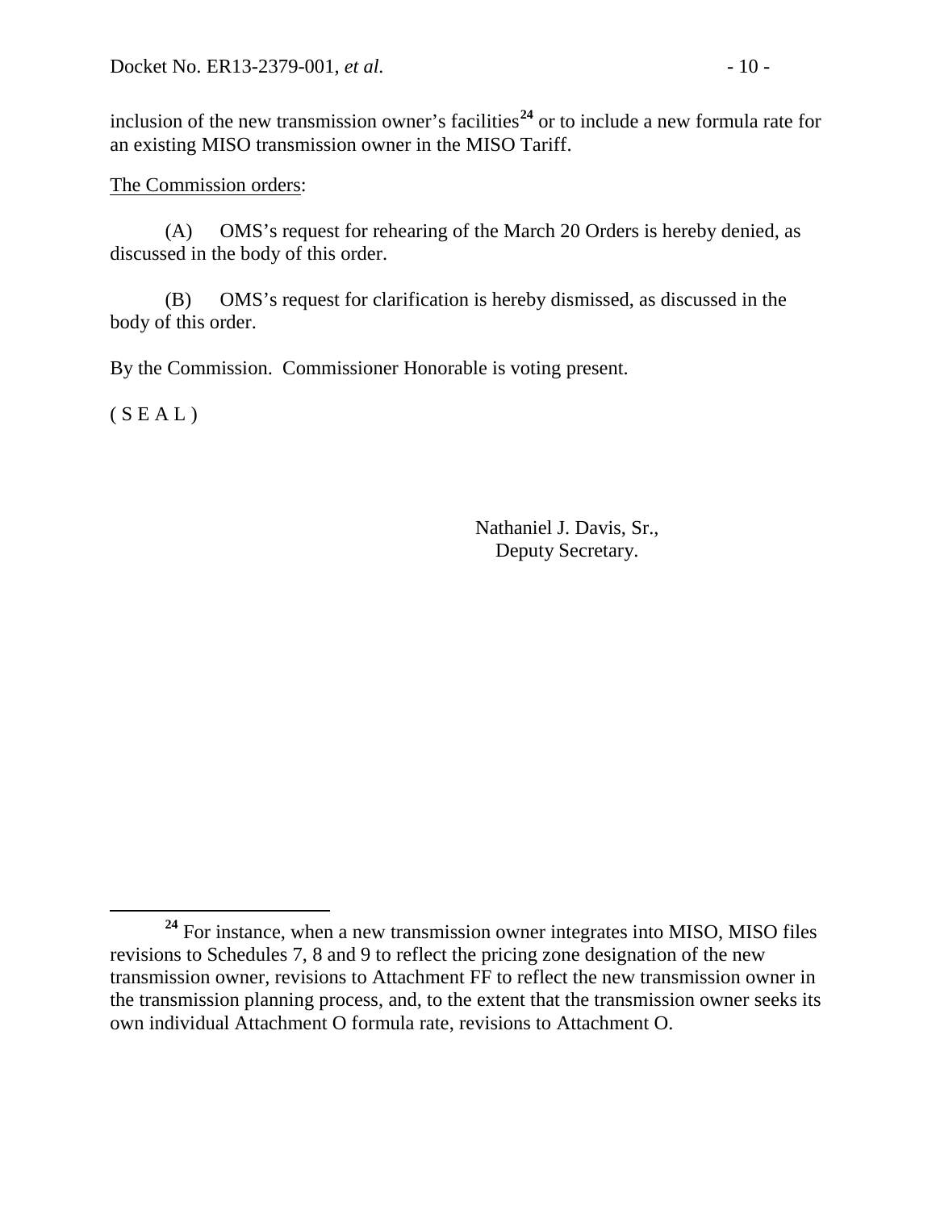inclusion of the new transmission owner's facilities[24] or to include a new formula rate for an existing MISO transmission owner in the MISO Tariff.

The Commission orders:

(A) OMS's request for rehearing of the March 20 Orders is hereby denied, as discussed in the body of this order.

(B) OMS's request for clarification is hereby dismissed, as discussed in the body of this order.

By the Commission. Commissioner Honorable is voting present.

( S E A L )

Nathaniel J. Davis, Sr.,
Deputy Secretary.

---

[24] For instance, when a new transmission owner integrates into MISO, MISO files revisions to Schedules 7, 8 and 9 to reflect the pricing zone designation of the new transmission owner, revisions to Attachment FF to reflect the new transmission owner in the transmission planning process, and, to the extent that the transmission owner seeks its own individual Attachment O formula rate, revisions to Attachment O.